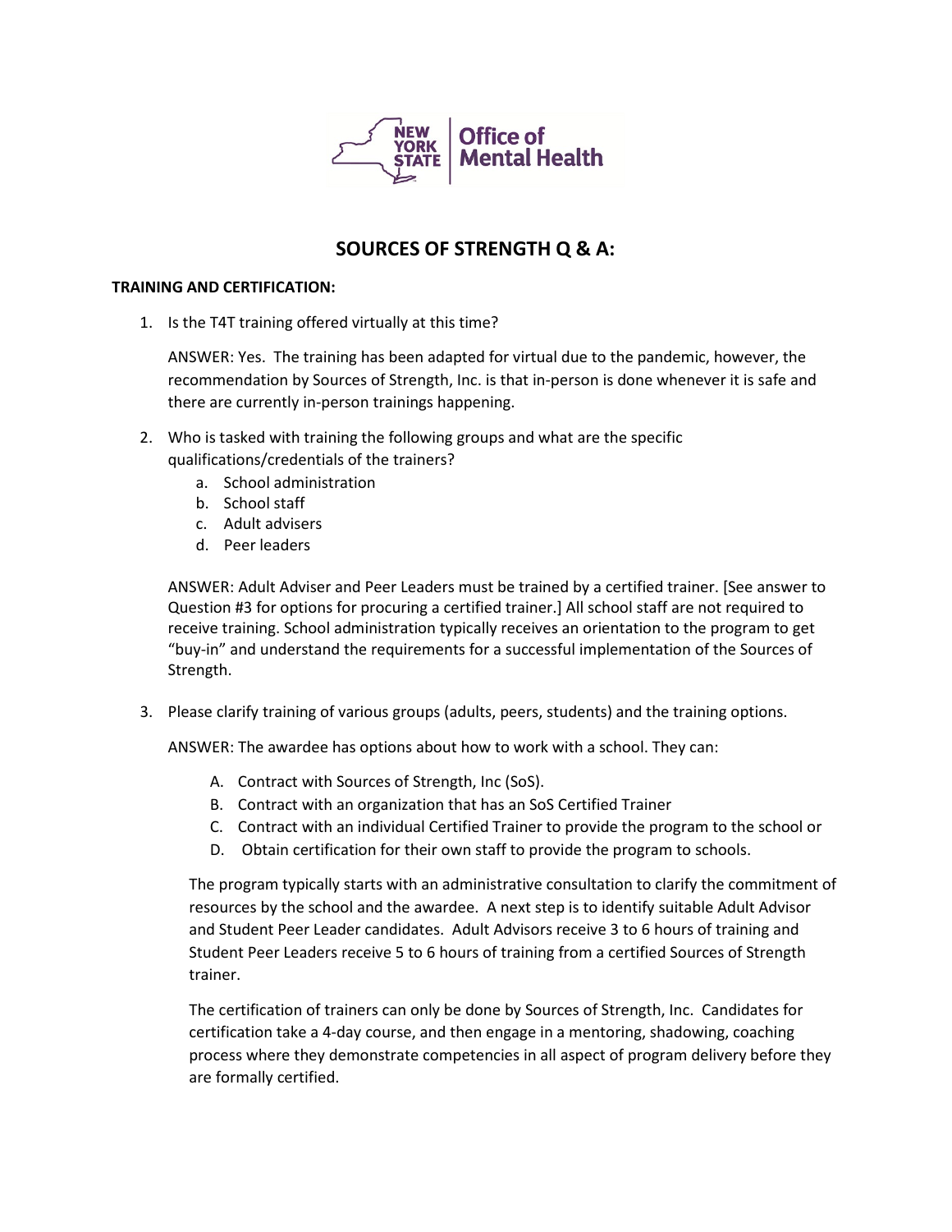New York State | Office of Mental Health

# SOURCES OF STRENGTH Q & A:

**TRAINING AND CERTIFICATION:**

1. Is the T4T training offered virtually at this time?

   ANSWER: Yes. The training has been adapted for virtual due to the pandemic, however, the recommendation by Sources of Strength, Inc. is that in-person is done whenever it is safe and there are currently in-person trainings happening.

2. Who is tasked with training the following groups and what are the specific qualifications/credentials of the trainers?
   a. School administration
   b. School staff
   c. Adult advisers
   d. Peer leaders

   ANSWER: Adult Adviser and Peer Leaders must be trained by a certified trainer. [See answer to Question #3 for options for procuring a certified trainer.] All school staff are not required to receive training. School administration typically receives an orientation to the program to get "buy-in" and understand the requirements for a successful implementation of the Sources of Strength.

3. Please clarify training of various groups (adults, peers, students) and the training options.

   ANSWER: The awardee has options about how to work with a school. They can:

   A. Contract with Sources of Strength, Inc (SoS).
   B. Contract with an organization that has an SoS Certified Trainer
   C. Contract with an individual Certified Trainer to provide the program to the school or
   D. Obtain certification for their own staff to provide the program to schools.

   The program typically starts with an administrative consultation to clarify the commitment of resources by the school and the awardee. A next step is to identify suitable Adult Advisor and Student Peer Leader candidates. Adult Advisors receive 3 to 6 hours of training and Student Peer Leaders receive 5 to 6 hours of training from a certified Sources of Strength trainer.

   The certification of trainers can only be done by Sources of Strength, Inc. Candidates for certification take a 4-day course, and then engage in a mentoring, shadowing, coaching process where they demonstrate competencies in all aspect of program delivery before they are formally certified.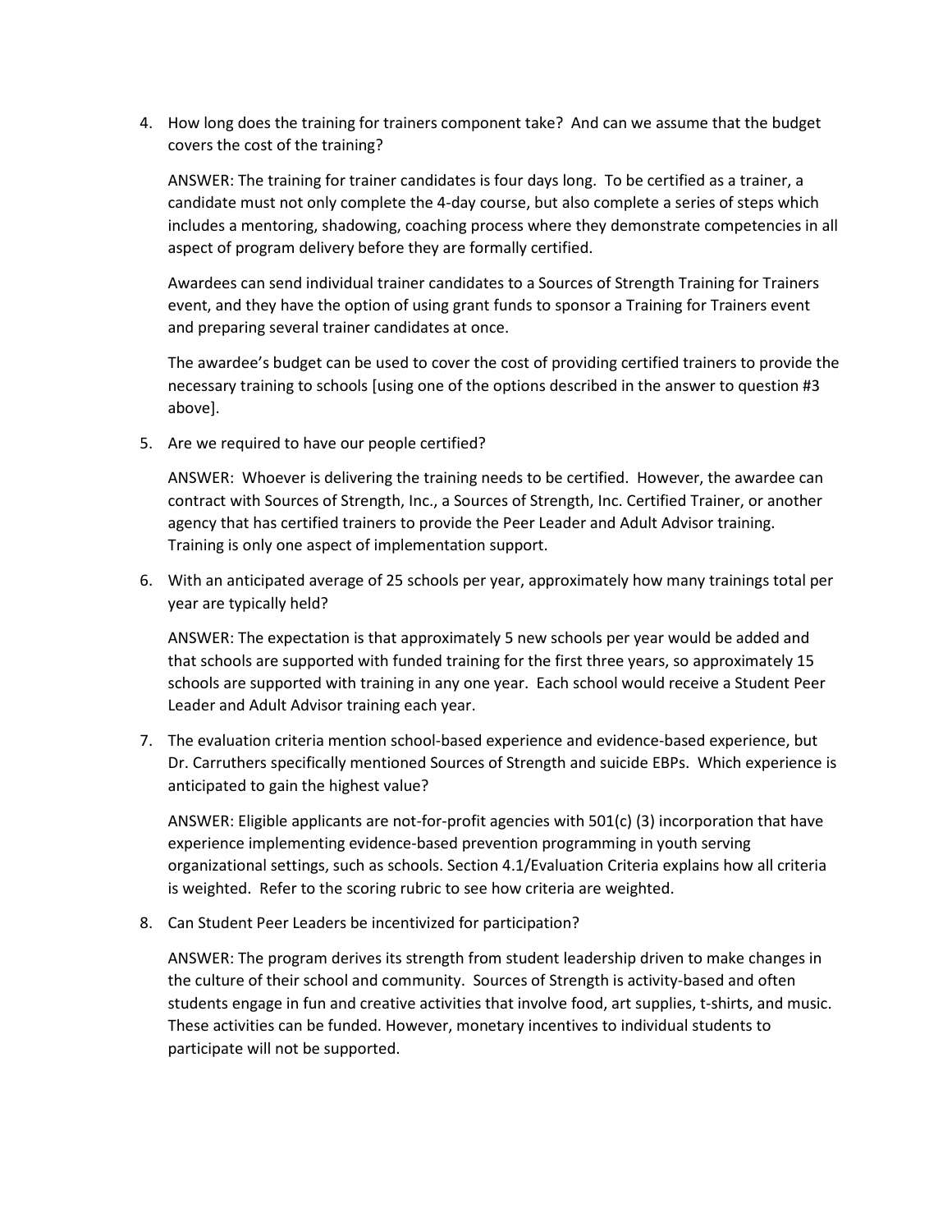4. How long does the training for trainers component take? And can we assume that the budget covers the cost of the training?

   ANSWER: The training for trainer candidates is four days long. To be certified as a trainer, a candidate must not only complete the 4-day course, but also complete a series of steps which includes a mentoring, shadowing, coaching process where they demonstrate competencies in all aspect of program delivery before they are formally certified.

   Awardees can send individual trainer candidates to a Sources of Strength Training for Trainers event, and they have the option of using grant funds to sponsor a Training for Trainers event and preparing several trainer candidates at once.

   The awardee's budget can be used to cover the cost of providing certified trainers to provide the necessary training to schools [using one of the options described in the answer to question #3 above].

5. Are we required to have our people certified?

   ANSWER: Whoever is delivering the training needs to be certified. However, the awardee can contract with Sources of Strength, Inc., a Sources of Strength, Inc. Certified Trainer, or another agency that has certified trainers to provide the Peer Leader and Adult Advisor training. Training is only one aspect of implementation support.

6. With an anticipated average of 25 schools per year, approximately how many trainings total per year are typically held?

   ANSWER: The expectation is that approximately 5 new schools per year would be added and that schools are supported with funded training for the first three years, so approximately 15 schools are supported with training in any one year. Each school would receive a Student Peer Leader and Adult Advisor training each year.

7. The evaluation criteria mention school-based experience and evidence-based experience, but Dr. Carruthers specifically mentioned Sources of Strength and suicide EBPs. Which experience is anticipated to gain the highest value?

   ANSWER: Eligible applicants are not-for-profit agencies with 501(c) (3) incorporation that have experience implementing evidence-based prevention programming in youth serving organizational settings, such as schools. Section 4.1/Evaluation Criteria explains how all criteria is weighted. Refer to the scoring rubric to see how criteria are weighted.

8. Can Student Peer Leaders be incentivized for participation?

   ANSWER: The program derives its strength from student leadership driven to make changes in the culture of their school and community. Sources of Strength is activity-based and often students engage in fun and creative activities that involve food, art supplies, t-shirts, and music. These activities can be funded. However, monetary incentives to individual students to participate will not be supported.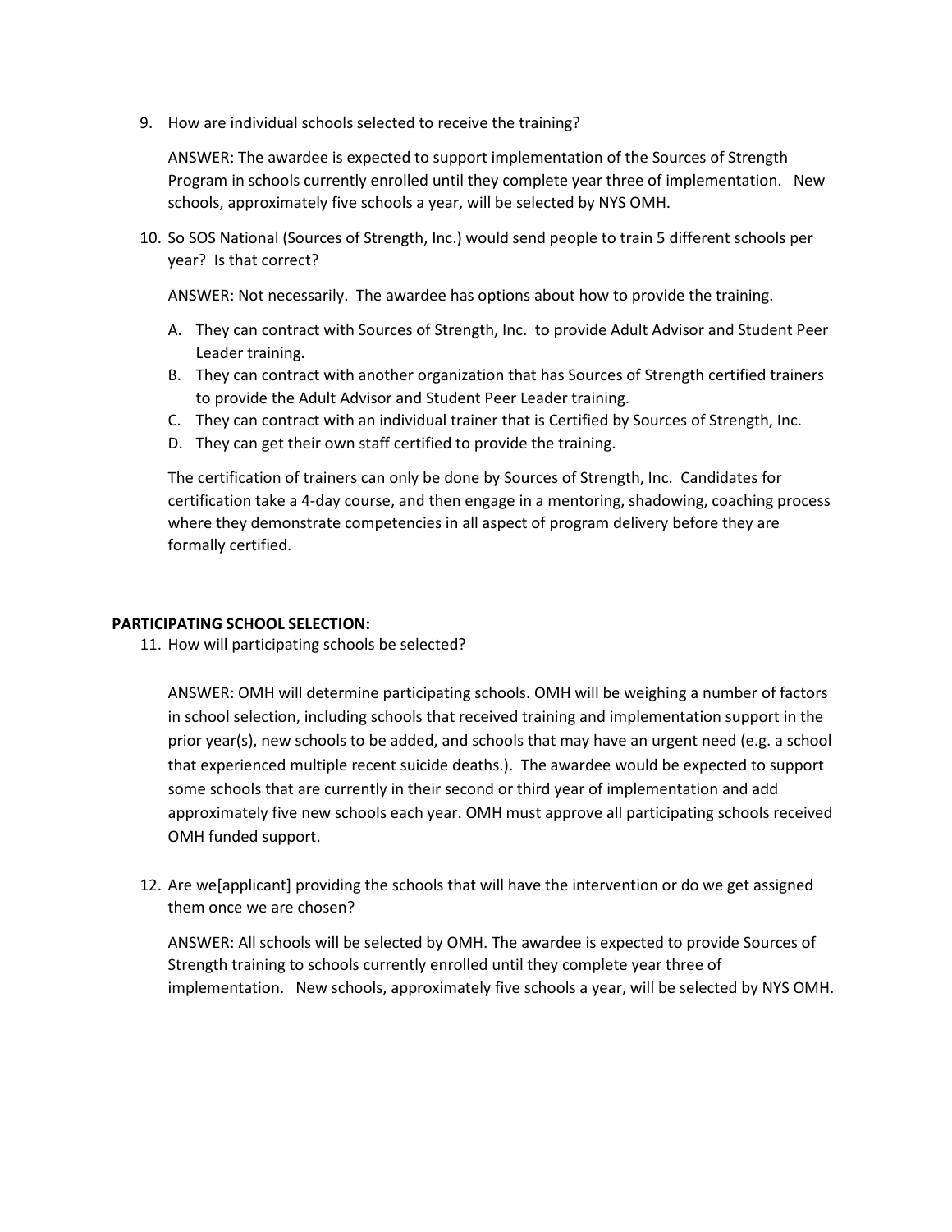9. How are individual schools selected to receive the training?

   ANSWER: The awardee is expected to support implementation of the Sources of Strength Program in schools currently enrolled until they complete year three of implementation. New schools, approximately five schools a year, will be selected by NYS OMH.

10. So SOS National (Sources of Strength, Inc.) would send people to train 5 different schools per year? Is that correct?

    ANSWER: Not necessarily. The awardee has options about how to provide the training.

    A. They can contract with Sources of Strength, Inc. to provide Adult Advisor and Student Peer Leader training.
    B. They can contract with another organization that has Sources of Strength certified trainers to provide the Adult Advisor and Student Peer Leader training.
    C. They can contract with an individual trainer that is Certified by Sources of Strength, Inc.
    D. They can get their own staff certified to provide the training.

    The certification of trainers can only be done by Sources of Strength, Inc. Candidates for certification take a 4-day course, and then engage in a mentoring, shadowing, coaching process where they demonstrate competencies in all aspect of program delivery before they are formally certified.

**PARTICIPATING SCHOOL SELECTION:**

11. How will participating schools be selected?

    ANSWER: OMH will determine participating schools. OMH will be weighing a number of factors in school selection, including schools that received training and implementation support in the prior year(s), new schools to be added, and schools that may have an urgent need (e.g. a school that experienced multiple recent suicide deaths.). The awardee would be expected to support some schools that are currently in their second or third year of implementation and add approximately five new schools each year. OMH must approve all participating schools received OMH funded support.

12. Are we[applicant] providing the schools that will have the intervention or do we get assigned them once we are chosen?

    ANSWER: All schools will be selected by OMH. The awardee is expected to provide Sources of Strength training to schools currently enrolled until they complete year three of implementation. New schools, approximately five schools a year, will be selected by NYS OMH.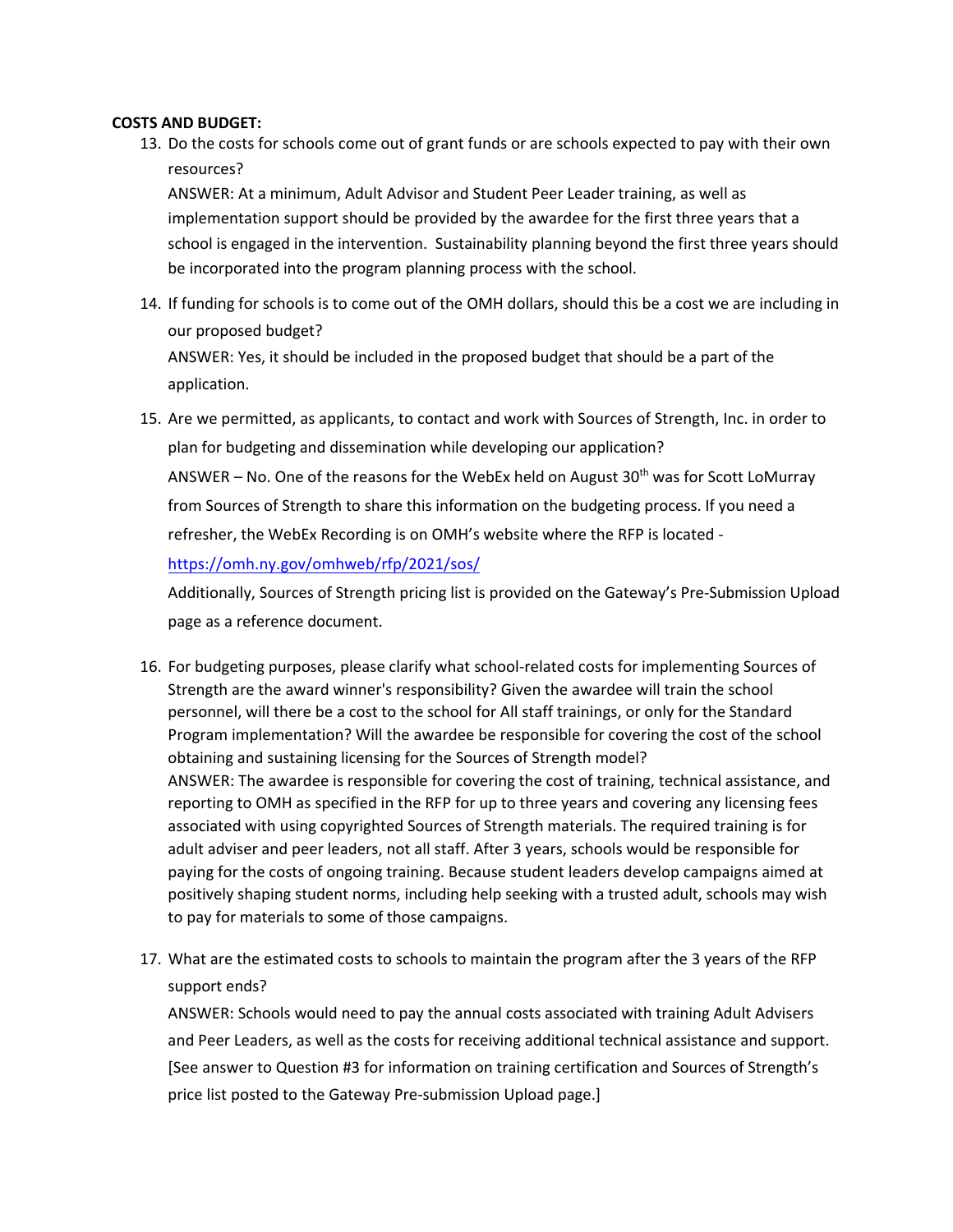**COSTS AND BUDGET:**

13. Do the costs for schools come out of grant funds or are schools expected to pay with their own resources?
    ANSWER: At a minimum, Adult Advisor and Student Peer Leader training, as well as implementation support should be provided by the awardee for the first three years that a school is engaged in the intervention. Sustainability planning beyond the first three years should be incorporated into the program planning process with the school.

14. If funding for schools is to come out of the OMH dollars, should this be a cost we are including in our proposed budget?
    ANSWER: Yes, it should be included in the proposed budget that should be a part of the application.

15. Are we permitted, as applicants, to contact and work with Sources of Strength, Inc. in order to plan for budgeting and dissemination while developing our application?
    ANSWER – No. One of the reasons for the WebEx held on August 30th was for Scott LoMurray from Sources of Strength to share this information on the budgeting process. If you need a refresher, the WebEx Recording is on OMH's website where the RFP is located - https://omh.ny.gov/omhweb/rfp/2021/sos/
    Additionally, Sources of Strength pricing list is provided on the Gateway's Pre-Submission Upload page as a reference document.

16. For budgeting purposes, please clarify what school-related costs for implementing Sources of Strength are the award winner's responsibility? Given the awardee will train the school personnel, will there be a cost to the school for All staff trainings, or only for the Standard Program implementation? Will the awardee be responsible for covering the cost of the school obtaining and sustaining licensing for the Sources of Strength model?
    ANSWER: The awardee is responsible for covering the cost of training, technical assistance, and reporting to OMH as specified in the RFP for up to three years and covering any licensing fees associated with using copyrighted Sources of Strength materials. The required training is for adult adviser and peer leaders, not all staff. After 3 years, schools would be responsible for paying for the costs of ongoing training. Because student leaders develop campaigns aimed at positively shaping student norms, including help seeking with a trusted adult, schools may wish to pay for materials to some of those campaigns.

17. What are the estimated costs to schools to maintain the program after the 3 years of the RFP support ends?
    ANSWER: Schools would need to pay the annual costs associated with training Adult Advisers and Peer Leaders, as well as the costs for receiving additional technical assistance and support. [See answer to Question #3 for information on training certification and Sources of Strength's price list posted to the Gateway Pre-submission Upload page.]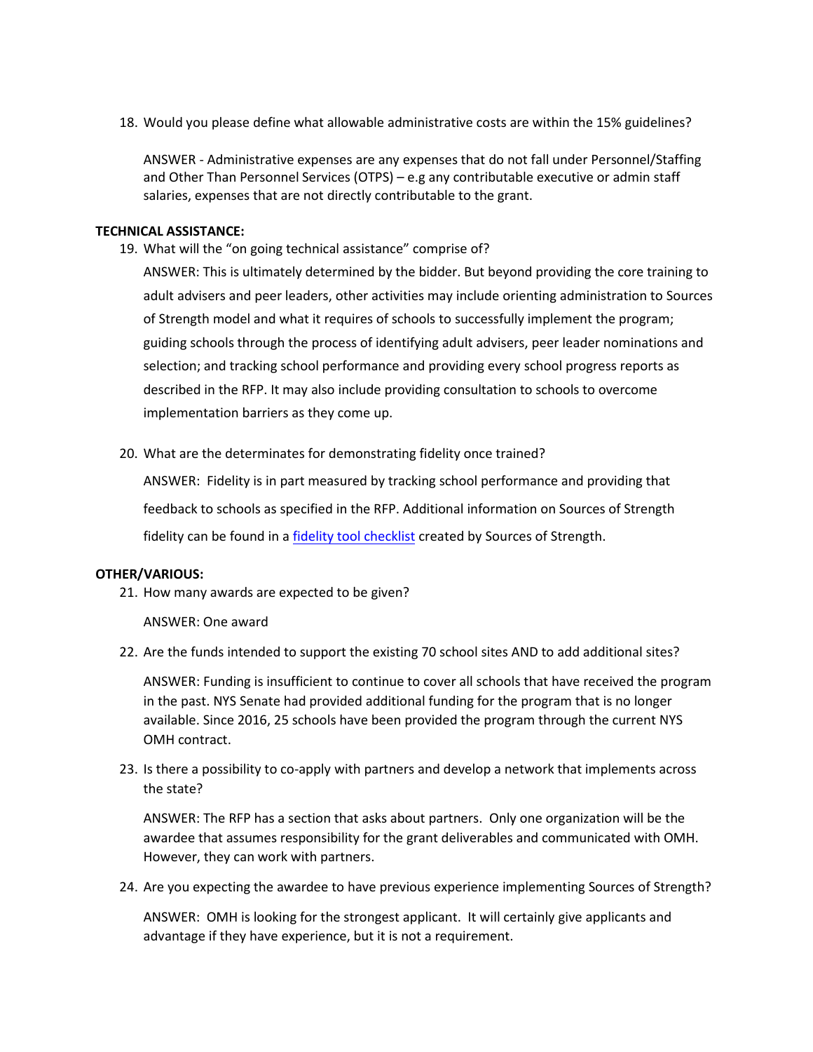18. Would you please define what allowable administrative costs are within the 15% guidelines?

    ANSWER - Administrative expenses are any expenses that do not fall under Personnel/Staffing and Other Than Personnel Services (OTPS) – e.g any contributable executive or admin staff salaries, expenses that are not directly contributable to the grant.

**TECHNICAL ASSISTANCE:**

19. What will the "on going technical assistance" comprise of?

    ANSWER: This is ultimately determined by the bidder. But beyond providing the core training to adult advisers and peer leaders, other activities may include orienting administration to Sources of Strength model and what it requires of schools to successfully implement the program; guiding schools through the process of identifying adult advisers, peer leader nominations and selection; and tracking school performance and providing every school progress reports as described in the RFP. It may also include providing consultation to schools to overcome implementation barriers as they come up.

20. What are the determinates for demonstrating fidelity once trained?

    ANSWER: Fidelity is in part measured by tracking school performance and providing that feedback to schools as specified in the RFP. Additional information on Sources of Strength fidelity can be found in a fidelity tool checklist created by Sources of Strength.

**OTHER/VARIOUS:**

21. How many awards are expected to be given?

    ANSWER: One award

22. Are the funds intended to support the existing 70 school sites AND to add additional sites?

    ANSWER: Funding is insufficient to continue to cover all schools that have received the program in the past. NYS Senate had provided additional funding for the program that is no longer available. Since 2016, 25 schools have been provided the program through the current NYS OMH contract.

23. Is there a possibility to co-apply with partners and develop a network that implements across the state?

    ANSWER: The RFP has a section that asks about partners. Only one organization will be the awardee that assumes responsibility for the grant deliverables and communicated with OMH. However, they can work with partners.

24. Are you expecting the awardee to have previous experience implementing Sources of Strength?

    ANSWER: OMH is looking for the strongest applicant. It will certainly give applicants and advantage if they have experience, but it is not a requirement.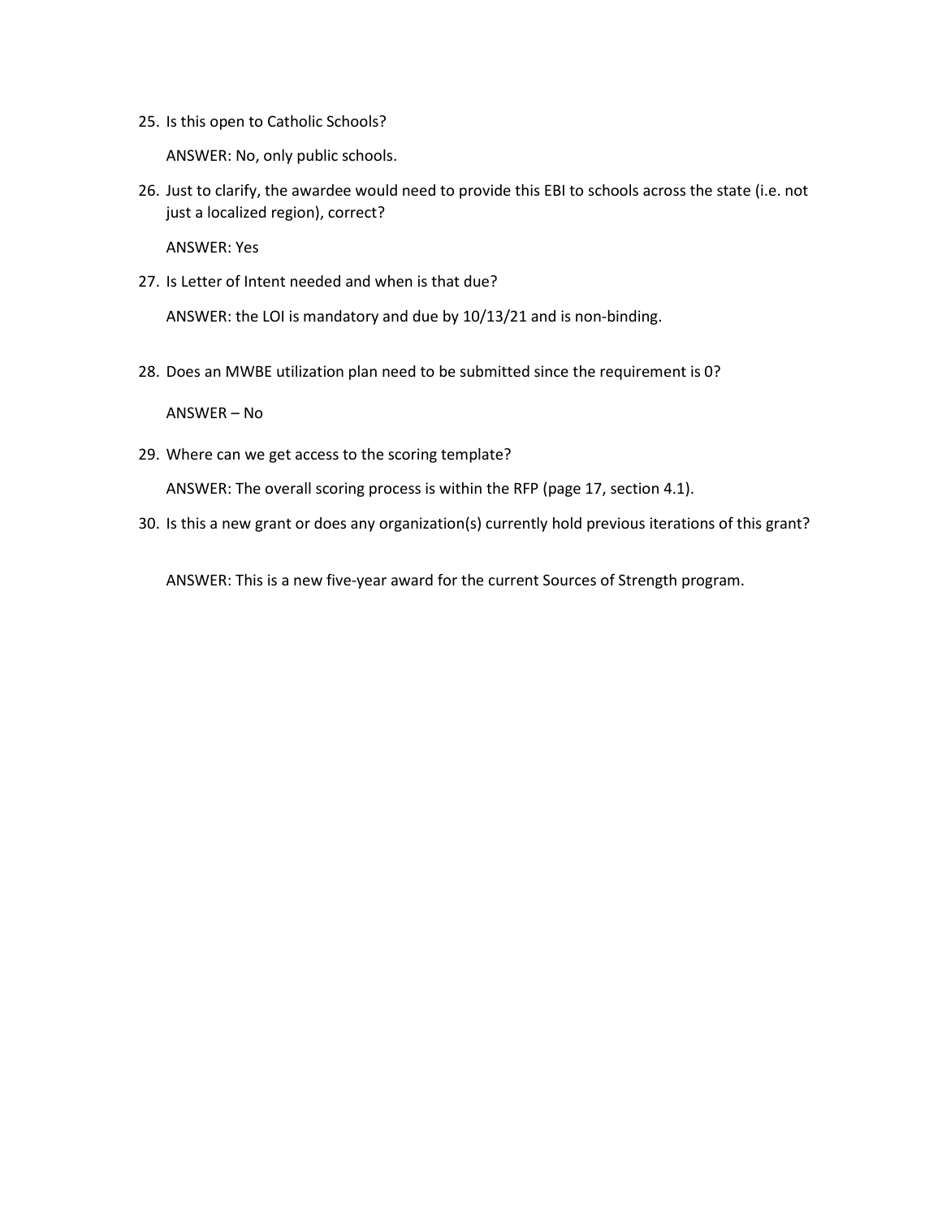25. Is this open to Catholic Schools?

    ANSWER: No, only public schools.

26. Just to clarify, the awardee would need to provide this EBI to schools across the state (i.e. not just a localized region), correct?

    ANSWER: Yes

27. Is Letter of Intent needed and when is that due?

    ANSWER: the LOI is mandatory and due by 10/13/21 and is non-binding.

28. Does an MWBE utilization plan need to be submitted since the requirement is 0?

    ANSWER – No

29. Where can we get access to the scoring template?

    ANSWER: The overall scoring process is within the RFP (page 17, section 4.1).

30. Is this a new grant or does any organization(s) currently hold previous iterations of this grant?

    ANSWER: This is a new five-year award for the current Sources of Strength program.